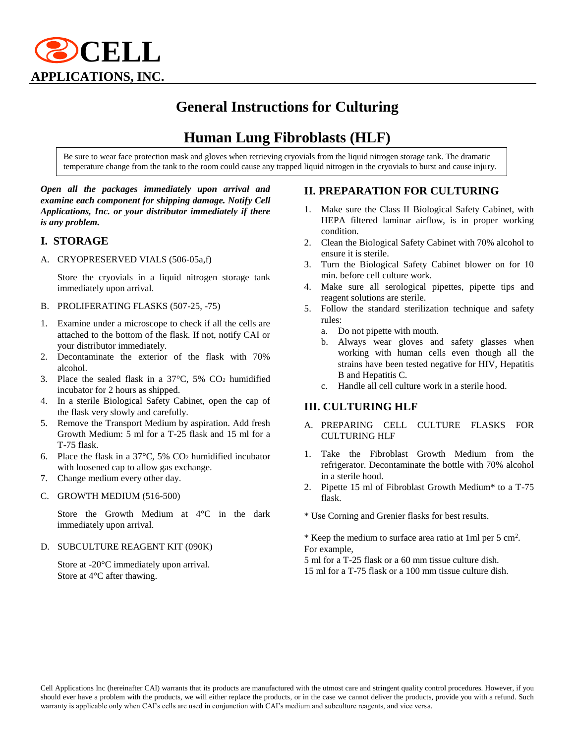**CELL**
**APPLICATIONS, INC.**

# General Instructions for Culturing

# Human Lung Fibroblasts (HLF)

Be sure to wear face protection mask and gloves when retrieving cryovials from the liquid nitrogen storage tank. The dramatic temperature change from the tank to the room could cause any trapped liquid nitrogen in the cryovials to burst and cause injury.

***Open all the packages immediately upon arrival and examine each component for shipping damage. Notify Cell Applications, Inc. or your distributor immediately if there is any problem.***

## I. STORAGE

A. CRYOPRESERVED VIALS (506-05a,f)

Store the cryovials in a liquid nitrogen storage tank immediately upon arrival.

B. PROLIFERATING FLASKS (507-25, -75)

1. Examine under a microscope to check if all the cells are attached to the bottom of the flask. If not, notify CAI or your distributor immediately.
2. Decontaminate the exterior of the flask with 70% alcohol.
3. Place the sealed flask in a 37°C, 5% $CO_2$ humidified incubator for 2 hours as shipped.
4. In a sterile Biological Safety Cabinet, open the cap of the flask very slowly and carefully.
5. Remove the Transport Medium by aspiration. Add fresh Growth Medium: 5 ml for a T-25 flask and 15 ml for a T-75 flask.
6. Place the flask in a 37°C, 5% $CO_2$ humidified incubator with loosened cap to allow gas exchange.
7. Change medium every other day.

C. GROWTH MEDIUM (516-500)

Store the Growth Medium at 4°C in the dark immediately upon arrival.

D. SUBCULTURE REAGENT KIT (090K)

Store at -20°C immediately upon arrival.
Store at 4°C after thawing.

## II. PREPARATION FOR CULTURING

1. Make sure the Class II Biological Safety Cabinet, with HEPA filtered laminar airflow, is in proper working condition.
2. Clean the Biological Safety Cabinet with 70% alcohol to ensure it is sterile.
3. Turn the Biological Safety Cabinet blower on for 10 min. before cell culture work.
4. Make sure all serological pipettes, pipette tips and reagent solutions are sterile.
5. Follow the standard sterilization technique and safety rules:
   a. Do not pipette with mouth.
   b. Always wear gloves and safety glasses when working with human cells even though all the strains have been tested negative for HIV, Hepatitis B and Hepatitis C.
   c. Handle all cell culture work in a sterile hood.

## III. CULTURING HLF

A. PREPARING CELL CULTURE FLASKS FOR CULTURING HLF

1. Take the Fibroblast Growth Medium from the refrigerator. Decontaminate the bottle with 70% alcohol in a sterile hood.
2. Pipette 15 ml of Fibroblast Growth Medium* to a T-75 flask.

* Use Corning and Grenier flasks for best results.

* Keep the medium to surface area ratio at 1ml per 5 $cm^2$.
For example,
5 ml for a T-25 flask or a 60 mm tissue culture dish.
15 ml for a T-75 flask or a 100 mm tissue culture dish.

Cell Applications Inc (hereinafter CAI) warrants that its products are manufactured with the utmost care and stringent quality control procedures. However, if you should ever have a problem with the products, we will either replace the products, or in the case we cannot deliver the products, provide you with a refund. Such warranty is applicable only when CAI's cells are used in conjunction with CAI's medium and subculture reagents, and vice versa.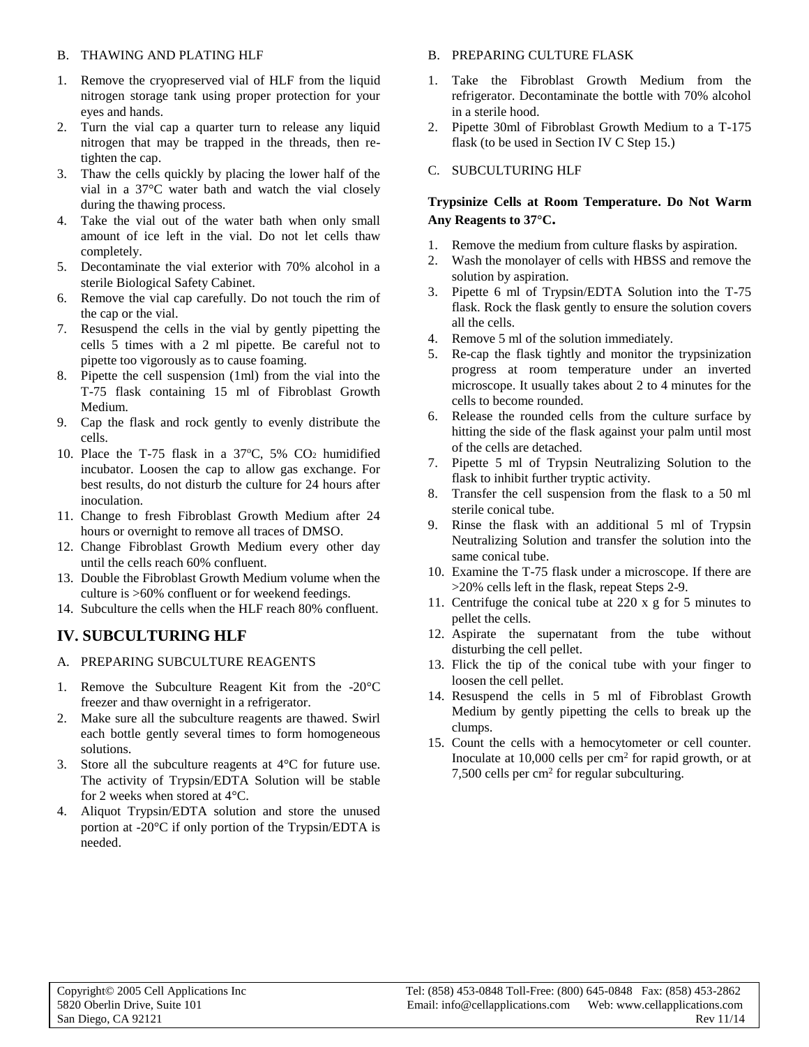B. THAWING AND PLATING HLF

1. Remove the cryopreserved vial of HLF from the liquid nitrogen storage tank using proper protection for your eyes and hands.
2. Turn the vial cap a quarter turn to release any liquid nitrogen that may be trapped in the threads, then re-tighten the cap.
3. Thaw the cells quickly by placing the lower half of the vial in a 37°C water bath and watch the vial closely during the thawing process.
4. Take the vial out of the water bath when only small amount of ice left in the vial. Do not let cells thaw completely.
5. Decontaminate the vial exterior with 70% alcohol in a sterile Biological Safety Cabinet.
6. Remove the vial cap carefully. Do not touch the rim of the cap or the vial.
7. Resuspend the cells in the vial by gently pipetting the cells 5 times with a 2 ml pipette. Be careful not to pipette too vigorously as to cause foaming.
8. Pipette the cell suspension (1ml) from the vial into the T-75 flask containing 15 ml of Fibroblast Growth Medium.
9. Cap the flask and rock gently to evenly distribute the cells.
10. Place the T-75 flask in a 37ºC, 5% $CO_2$ humidified incubator. Loosen the cap to allow gas exchange. For best results, do not disturb the culture for 24 hours after inoculation.
11. Change to fresh Fibroblast Growth Medium after 24 hours or overnight to remove all traces of DMSO.
12. Change Fibroblast Growth Medium every other day until the cells reach 60% confluent.
13. Double the Fibroblast Growth Medium volume when the culture is >60% confluent or for weekend feedings.
14. Subculture the cells when the HLF reach 80% confluent.

## IV. SUBCULTURING HLF

A. PREPARING SUBCULTURE REAGENTS

1. Remove the Subculture Reagent Kit from the -20°C freezer and thaw overnight in a refrigerator.
2. Make sure all the subculture reagents are thawed. Swirl each bottle gently several times to form homogeneous solutions.
3. Store all the subculture reagents at 4°C for future use. The activity of Trypsin/EDTA Solution will be stable for 2 weeks when stored at 4°C.
4. Aliquot Trypsin/EDTA solution and store the unused portion at -20°C if only portion of the Trypsin/EDTA is needed.

B. PREPARING CULTURE FLASK

1. Take the Fibroblast Growth Medium from the refrigerator. Decontaminate the bottle with 70% alcohol in a sterile hood.
2. Pipette 30ml of Fibroblast Growth Medium to a T-175 flask (to be used in Section IV C Step 15.)

C. SUBCULTURING HLF

**Trypsinize Cells at Room Temperature. Do Not Warm Any Reagents to 37°C.**

1. Remove the medium from culture flasks by aspiration.
2. Wash the monolayer of cells with HBSS and remove the solution by aspiration.
3. Pipette 6 ml of Trypsin/EDTA Solution into the T-75 flask. Rock the flask gently to ensure the solution covers all the cells.
4. Remove 5 ml of the solution immediately.
5. Re-cap the flask tightly and monitor the trypsinization progress at room temperature under an inverted microscope. It usually takes about 2 to 4 minutes for the cells to become rounded.
6. Release the rounded cells from the culture surface by hitting the side of the flask against your palm until most of the cells are detached.
7. Pipette 5 ml of Trypsin Neutralizing Solution to the flask to inhibit further tryptic activity.
8. Transfer the cell suspension from the flask to a 50 ml sterile conical tube.
9. Rinse the flask with an additional 5 ml of Trypsin Neutralizing Solution and transfer the solution into the same conical tube.
10. Examine the T-75 flask under a microscope. If there are >20% cells left in the flask, repeat Steps 2-9.
11. Centrifuge the conical tube at 220 x g for 5 minutes to pellet the cells.
12. Aspirate the supernatant from the tube without disturbing the cell pellet.
13. Flick the tip of the conical tube with your finger to loosen the cell pellet.
14. Resuspend the cells in 5 ml of Fibroblast Growth Medium by gently pipetting the cells to break up the clumps.
15. Count the cells with a hemocytometer or cell counter. Inoculate at 10,000 cells per $cm^2$ for rapid growth, or at 7,500 cells per $cm^2$ for regular subculturing.